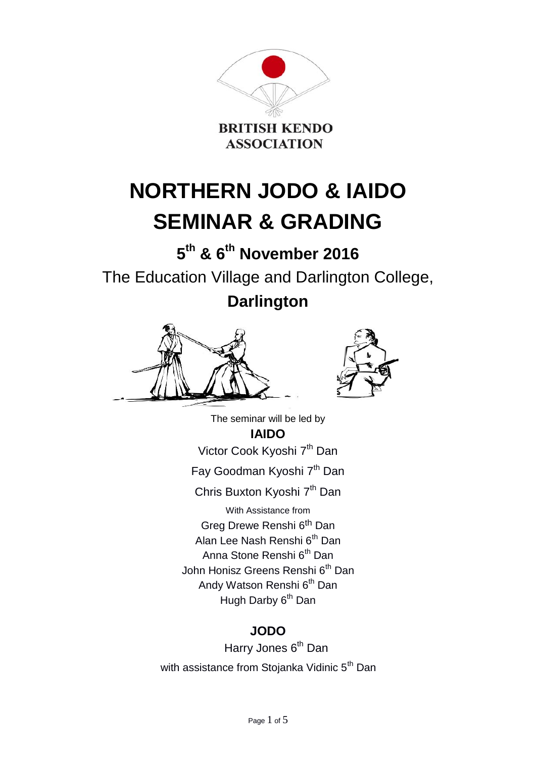BRITISH KENDO ASSOCIATION

# NORTHERN JODO & IAIDO SEMINAR & GRADING

## 5th & 6th November 2016

The Education Village and Darlington College,

**Darlington**

The seminar will be led by

**IAIDO**

Victor Cook Kyoshi 7th Dan

Fay Goodman Kyoshi 7th Dan

Chris Buxton Kyoshi 7th Dan

With Assistance from

Greg Drewe Renshi 6th Dan

Alan Lee Nash Renshi 6th Dan

Anna Stone Renshi 6th Dan

John Honisz Greens Renshi 6th Dan

Andy Watson Renshi 6th Dan

Hugh Darby 6th Dan

**JODO**

Harry Jones 6th Dan

with assistance from Stojanka Vidinic 5th Dan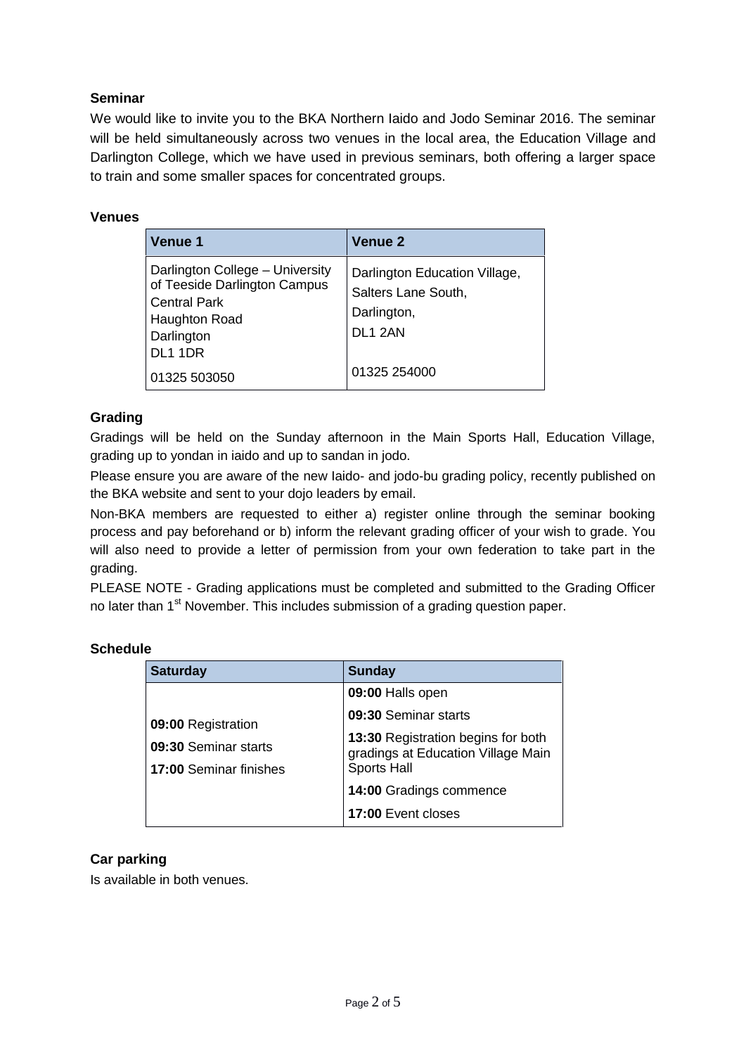### Seminar

We would like to invite you to the BKA Northern Iaido and Jodo Seminar 2016. The seminar will be held simultaneously across two venues in the local area, the Education Village and Darlington College, which we have used in previous seminars, both offering a larger space to train and some smaller spaces for concentrated groups.

### Venues

| Venue 1 | Venue 2 |
|---|---|
| Darlington College – University of Teeside Darlington Campus<br>Central Park<br>Haughton Road<br>Darlington<br>DL1 1DR<br><br>01325 503050 | Darlington Education Village,<br>Salters Lane South,<br>Darlington,<br>DL1 2AN<br><br>01325 254000 |

### Grading

Gradings will be held on the Sunday afternoon in the Main Sports Hall, Education Village, grading up to yondan in iaido and up to sandan in jodo.

Please ensure you are aware of the new Iaido- and jodo-bu grading policy, recently published on the BKA website and sent to your dojo leaders by email.

Non-BKA members are requested to either a) register online through the seminar booking process and pay beforehand or b) inform the relevant grading officer of your wish to grade. You will also need to provide a letter of permission from your own federation to take part in the grading.

PLEASE NOTE - Grading applications must be completed and submitted to the Grading Officer no later than 1st November. This includes submission of a grading question paper.

### Schedule

| Saturday | Sunday |
|---|---|
| **09:00** Registration<br>**09:30** Seminar starts<br>**17:00** Seminar finishes | **09:00** Halls open<br>**09:30** Seminar starts<br>**13:30** Registration begins for both gradings at Education Village Main Sports Hall<br>**14:00** Gradings commence<br>**17:00** Event closes |

### Car parking

Is available in both venues.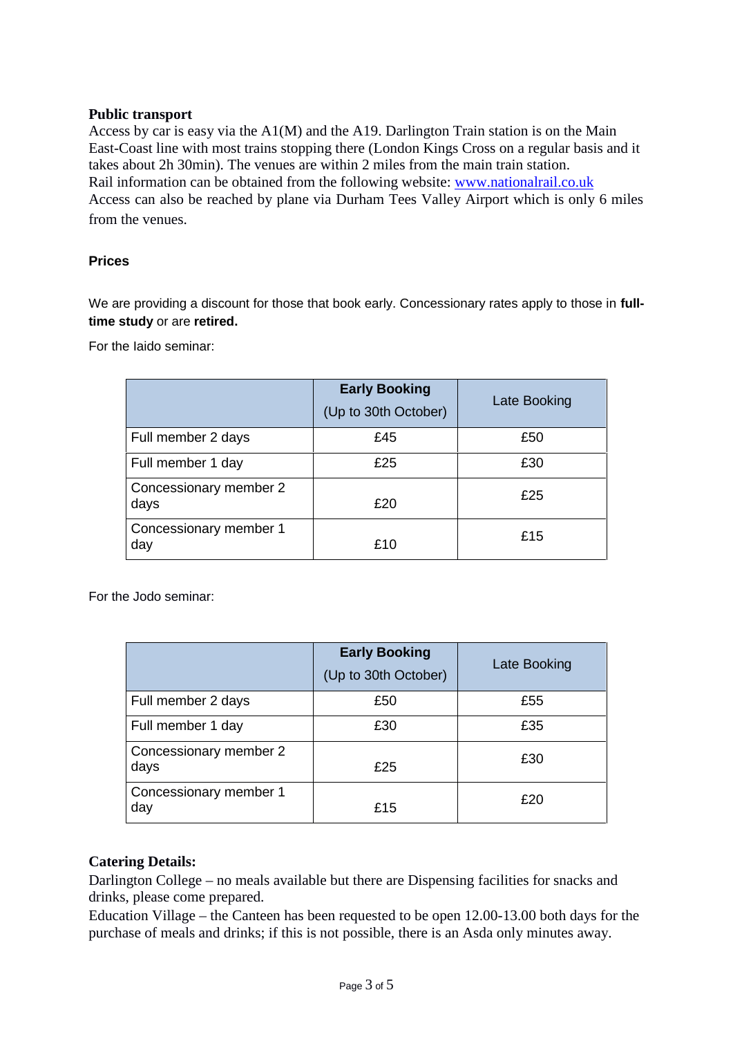**Public transport**

Access by car is easy via the A1(M) and the A19. Darlington Train station is on the Main East-Coast line with most trains stopping there (London Kings Cross on a regular basis and it takes about 2h 30min). The venues are within 2 miles from the main train station.
Rail information can be obtained from the following website: [www.nationalrail.co.uk](http://www.nationalrail.co.uk)
Access can also be reached by plane via Durham Tees Valley Airport which is only 6 miles from the venues.

**Prices**

We are providing a discount for those that book early. Concessionary rates apply to those in **full-time study** or are **retired.**

For the Iaido seminar:

| | **Early Booking** (Up to 30th October) | Late Booking |
|---|---|---|
| Full member 2 days | £45 | £50 |
| Full member 1 day | £25 | £30 |
| Concessionary member 2 days | £20 | £25 |
| Concessionary member 1 day | £10 | £15 |

For the Jodo seminar:

| | **Early Booking** (Up to 30th October) | Late Booking |
|---|---|---|
| Full member 2 days | £50 | £55 |
| Full member 1 day | £30 | £35 |
| Concessionary member 2 days | £25 | £30 |
| Concessionary member 1 day | £15 | £20 |

**Catering Details:**

Darlington College – no meals available but there are Dispensing facilities for snacks and drinks, please come prepared.
Education Village – the Canteen has been requested to be open 12.00-13.00 both days for the purchase of meals and drinks; if this is not possible, there is an Asda only minutes away.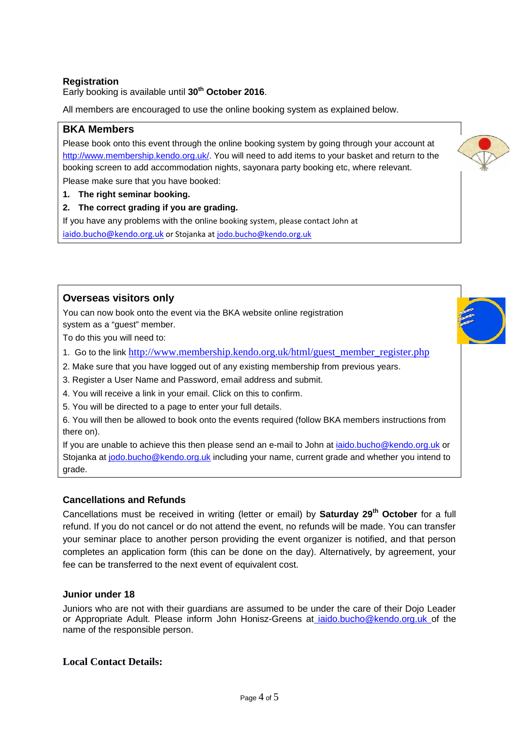## Registration

Early booking is available until **30th October 2016**.

All members are encouraged to use the online booking system as explained below.

### BKA Members

Please book onto this event through the online booking system by going through your account at http://www.membership.kendo.org.uk/. You will need to add items to your basket and return to the booking screen to add accommodation nights, sayonara party booking etc, where relevant.

Please make sure that you have booked:

1. **The right seminar booking.**
2. **The correct grading if you are grading.**

If you have any problems with the online booking system, please contact John at iaido.bucho@kendo.org.uk or Stojanka at jodo.bucho@kendo.org.uk

### Overseas visitors only

You can now book onto the event via the BKA website online registration system as a "guest" member.

To do this you will need to:

1. Go to the link http://www.membership.kendo.org.uk/html/guest_member_register.php
2. Make sure that you have logged out of any existing membership from previous years.
3. Register a User Name and Password, email address and submit.
4. You will receive a link in your email. Click on this to confirm.
5. You will be directed to a page to enter your full details.
6. You will then be allowed to book onto the events required (follow BKA members instructions from there on).

If you are unable to achieve this then please send an e-mail to John at iaido.bucho@kendo.org.uk or Stojanka at jodo.bucho@kendo.org.uk including your name, current grade and whether you intend to grade.

### Cancellations and Refunds

Cancellations must be received in writing (letter or email) by **Saturday 29th October** for a full refund. If you do not cancel or do not attend the event, no refunds will be made. You can transfer your seminar place to another person providing the event organizer is notified, and that person completes an application form (this can be done on the day). Alternatively, by agreement, your fee can be transferred to the next event of equivalent cost.

### Junior under 18

Juniors who are not with their guardians are assumed to be under the care of their Dojo Leader or Appropriate Adult. Please inform John Honisz-Greens at iaido.bucho@kendo.org.uk of the name of the responsible person.

### Local Contact Details: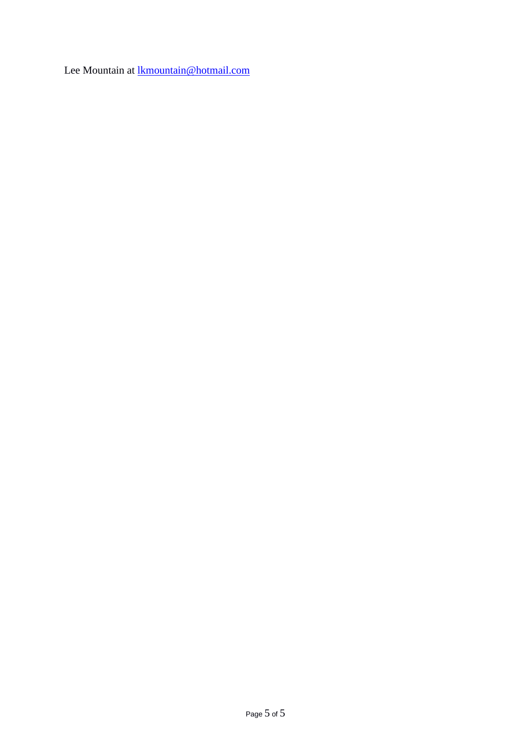Lee Mountain at [lkmountain@hotmail.com](mailto:lkmountain@hotmail.com)